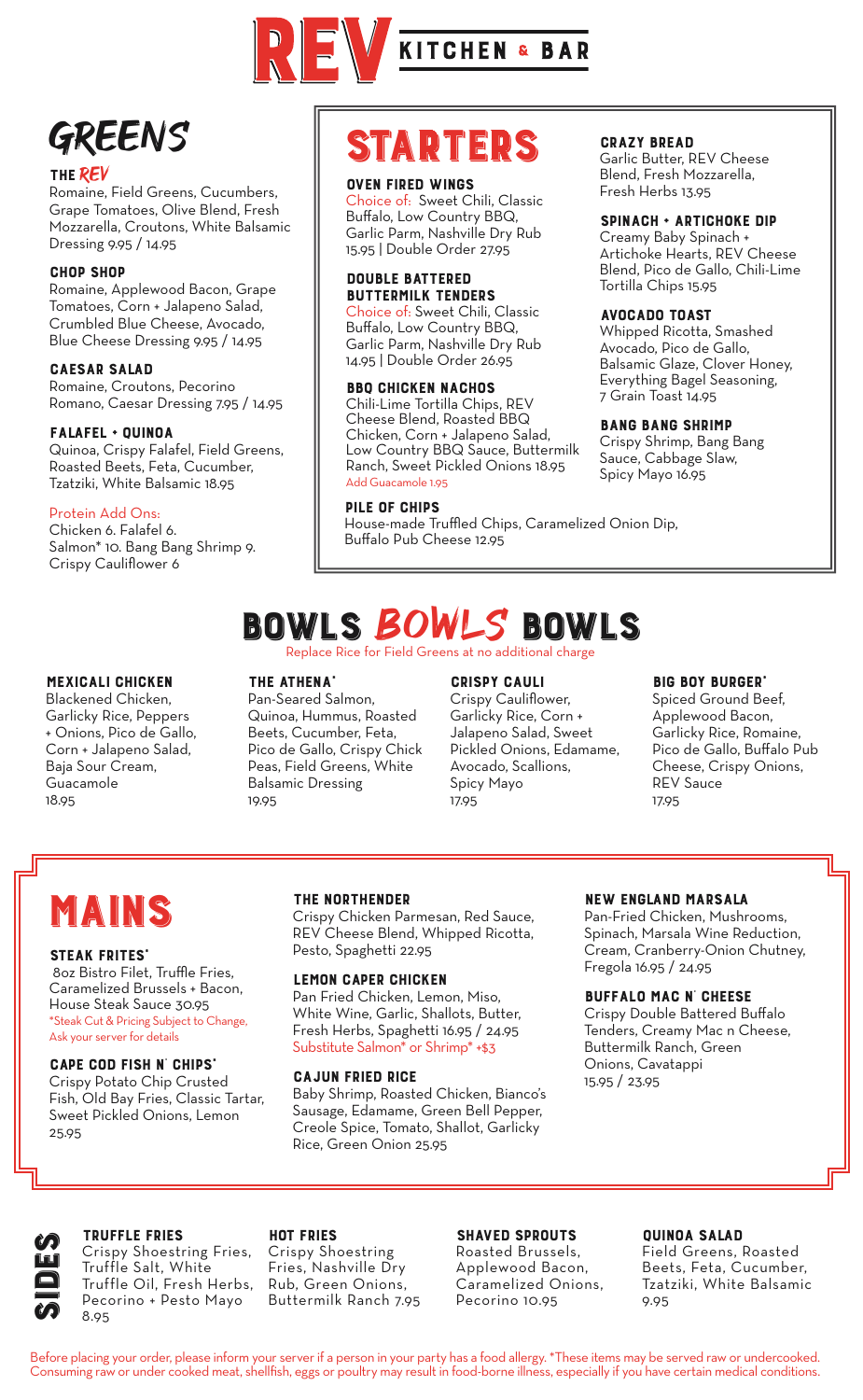# REV KITCHEN & BAR

## GREENS

### THE REV
Romaine, Field Greens, Cucumbers, Grape Tomatoes, Olive Blend, Fresh Mozzarella, Croutons, White Balsamic Dressing 9.95 / 14.95

### CHOP SHOP
Romaine, Applewood Bacon, Grape Tomatoes, Corn + Jalapeno Salad, Crumbled Blue Cheese, Avocado, Blue Cheese Dressing 9.95 / 14.95

### CAESAR SALAD
Romaine, Croutons, Pecorino Romano, Caesar Dressing 7.95 / 14.95

### FALAFEL + QUINOA
Quinoa, Crispy Falafel, Field Greens, Roasted Beets, Feta, Cucumber, Tzatziki, White Balsamic 18.95

Protein Add Ons:
Chicken 6. Falafel 6.
Salmon* 10. Bang Bang Shrimp 9.
Crispy Cauliflower 6

## STARTERS

### OVEN FIRED WINGS
Choice of: Sweet Chili, Classic Buffalo, Low Country BBQ, Garlic Parm, Nashville Dry Rub 15.95 | Double Order 27.95

### DOUBLE BATTERED BUTTERMILK TENDERS
Choice of: Sweet Chili, Classic Buffalo, Low Country BBQ, Garlic Parm, Nashville Dry Rub 14.95 | Double Order 26.95

### BBQ CHICKEN NACHOS
Chili-Lime Tortilla Chips, REV Cheese Blend, Roasted BBQ Chicken, Corn + Jalapeno Salad, Low Country BBQ Sauce, Buttermilk Ranch, Sweet Pickled Onions 18.95
Add Guacamole 1.95

### PILE OF CHIPS
House-made Truffled Chips, Caramelized Onion Dip, Buffalo Pub Cheese 12.95

### CRAZY BREAD
Garlic Butter, REV Cheese Blend, Fresh Mozzarella, Fresh Herbs 13.95

### SPINACH + ARTICHOKE DIP
Creamy Baby Spinach + Artichoke Hearts, REV Cheese Blend, Pico de Gallo, Chili-Lime Tortilla Chips 15.95

### AVOCADO TOAST
Whipped Ricotta, Smashed Avocado, Pico de Gallo, Balsamic Glaze, Clover Honey, Everything Bagel Seasoning, 7 Grain Toast 14.95

### BANG BANG SHRIMP
Crispy Shrimp, Bang Bang Sauce, Cabbage Slaw, Spicy Mayo 16.95

## BOWLS BOWLS BOWLS
Replace Rice for Field Greens at no additional charge

### MEXICALI CHICKEN
Blackened Chicken, Garlicky Rice, Peppers + Onions, Pico de Gallo, Corn + Jalapeno Salad, Baja Sour Cream, Guacamole 18.95

### THE ATHENA*
Pan-Seared Salmon, Quinoa, Hummus, Roasted Beets, Cucumber, Feta, Pico de Gallo, Crispy Chick Peas, Field Greens, White Balsamic Dressing 19.95

### CRISPY CAULI
Crispy Cauliflower, Garlicky Rice, Corn + Jalapeno Salad, Sweet Pickled Onions, Edamame, Avocado, Scallions, Spicy Mayo 17.95

### BIG BOY BURGER*
Spiced Ground Beef, Applewood Bacon, Garlicky Rice, Romaine, Pico de Gallo, Buffalo Pub Cheese, Crispy Onions, REV Sauce 17.95

## MAINS

### STEAK FRITES*
8oz Bistro Filet, Truffle Fries, Caramelized Brussels + Bacon, House Steak Sauce 30.95
*Steak Cut & Pricing Subject to Change, Ask your server for details

### CAPE COD FISH N' CHIPS*
Crispy Potato Chip Crusted Fish, Old Bay Fries, Classic Tartar, Sweet Pickled Onions, Lemon 25.95

### THE NORTHENDER
Crispy Chicken Parmesan, Red Sauce, REV Cheese Blend, Whipped Ricotta, Pesto, Spaghetti 22.95

### LEMON CAPER CHICKEN
Pan Fried Chicken, Lemon, Miso, White Wine, Garlic, Shallots, Butter, Fresh Herbs, Spaghetti 16.95 / 24.95
Substitute Salmon* or Shrimp* +$3

### CAJUN FRIED RICE
Baby Shrimp, Roasted Chicken, Bianco's Sausage, Edamame, Green Bell Pepper, Creole Spice, Tomato, Shallot, Garlicky Rice, Green Onion 25.95

### NEW ENGLAND MARSALA
Pan-Fried Chicken, Mushrooms, Spinach, Marsala Wine Reduction, Cream, Cranberry-Onion Chutney, Fregola 16.95 / 24.95

### BUFFALO MAC N' CHEESE
Crispy Double Battered Buffalo Tenders, Creamy Mac n Cheese, Buttermilk Ranch, Green Onions, Cavatappi 15.95 / 23.95

## SIDES

### TRUFFLE FRIES
Crispy Shoestring Fries, Truffle Salt, White Truffle Oil, Fresh Herbs, Pecorino + Pesto Mayo 8.95

### HOT FRIES
Crispy Shoestring Fries, Nashville Dry Rub, Green Onions, Buttermilk Ranch 7.95

### SHAVED SPROUTS
Roasted Brussels, Applewood Bacon, Caramelized Onions, Pecorino 10.95

### QUINOA SALAD
Field Greens, Roasted Beets, Feta, Cucumber, Tzatziki, White Balsamic 9.95

Before placing your order, please inform your server if a person in your party has a food allergy. *These items may be served raw or undercooked. Consuming raw or under cooked meat, shellfish, eggs or poultry may result in food-borne illness, especially if you have certain medical conditions.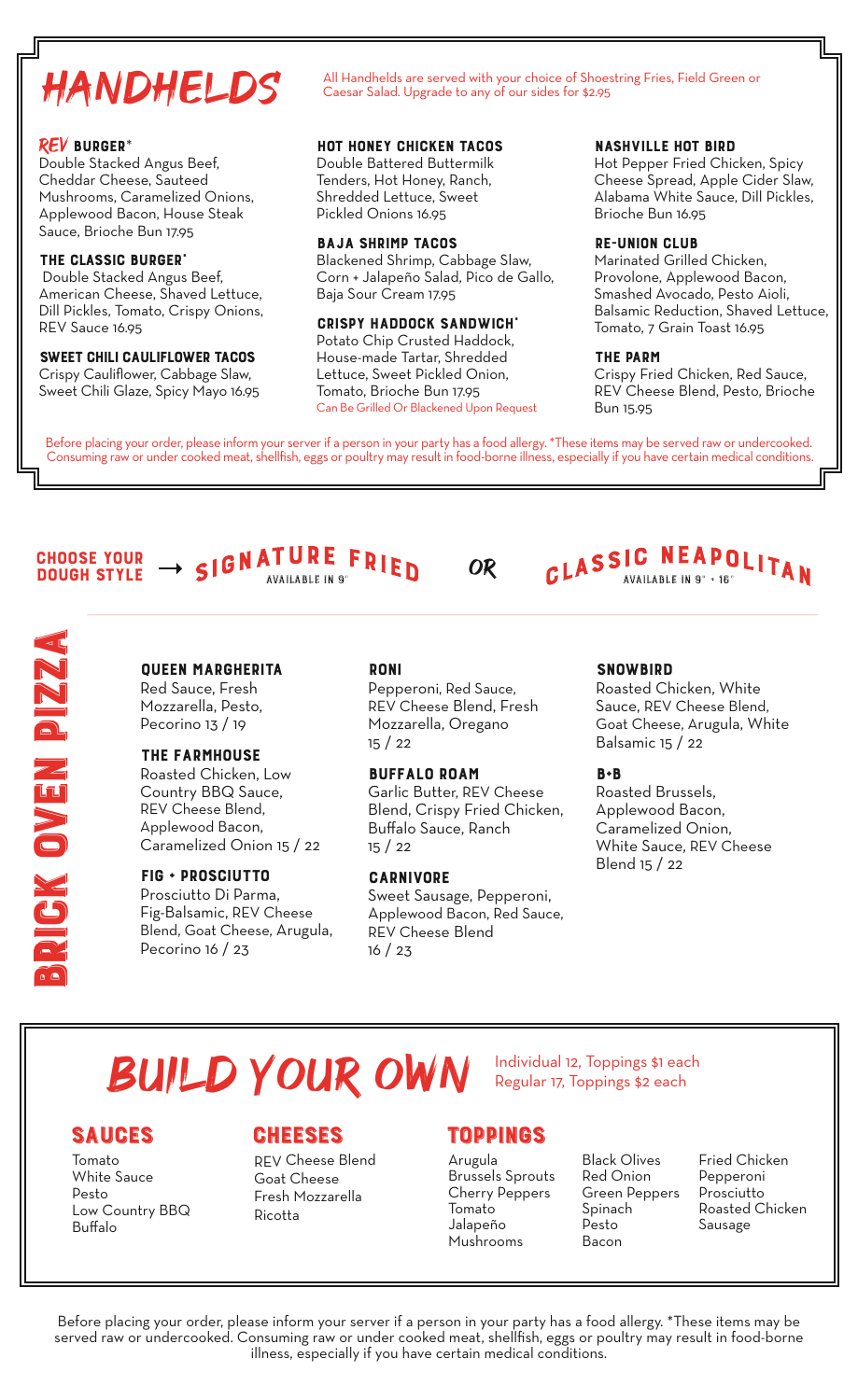# HANDHELDS

All Handhelds are served with your choice of Shoestring Fries, Field Green or Caesar Salad. Upgrade to any of our sides for $2.95

### REV BURGER*
Double Stacked Angus Beef, Cheddar Cheese, Sauteed Mushrooms, Caramelized Onions, Applewood Bacon, House Steak Sauce, Brioche Bun 17.95

### THE CLASSIC BURGER*
Double Stacked Angus Beef, American Cheese, Shaved Lettuce, Dill Pickles, Tomato, Crispy Onions, REV Sauce 16.95

### SWEET CHILI CAULIFLOWER TACOS
Crispy Cauliflower, Cabbage Slaw, Sweet Chili Glaze, Spicy Mayo 16.95

### HOT HONEY CHICKEN TACOS
Double Battered Buttermilk Tenders, Hot Honey, Ranch, Shredded Lettuce, Sweet Pickled Onions 16.95

### BAJA SHRIMP TACOS
Blackened Shrimp, Cabbage Slaw, Corn + Jalapeño Salad, Pico de Gallo, Baja Sour Cream 17.95

### CRISPY HADDOCK SANDWICH*
Potato Chip Crusted Haddock, House-made Tartar, Shredded Lettuce, Sweet Pickled Onion, Tomato, Brioche Bun 17.95
Can Be Grilled Or Blackened Upon Request

### NASHVILLE HOT BIRD
Hot Pepper Fried Chicken, Spicy Cheese Spread, Apple Cider Slaw, Alabama White Sauce, Dill Pickles, Brioche Bun 16.95

### RE-UNION CLUB
Marinated Grilled Chicken, Provolone, Applewood Bacon, Smashed Avocado, Pesto Aioli, Balsamic Reduction, Shaved Lettuce, Tomato, 7 Grain Toast 16.95

### THE PARM
Crispy Fried Chicken, Red Sauce, REV Cheese Blend, Pesto, Brioche Bun 15.95

Before placing your order, please inform your server if a person in your party has a food allergy. *These items may be served raw or undercooked. Consuming raw or under cooked meat, shellfish, eggs or poultry may result in food-borne illness, especially if you have certain medical conditions.

# BRICK OVEN PIZZA

**CHOOSE YOUR DOUGH STYLE** → **SIGNATURE FRIED** (AVAILABLE IN 9") **OR** **CLASSIC NEAPOLITAN** (AVAILABLE IN 9" + 16")

### QUEEN MARGHERITA
Red Sauce, Fresh Mozzarella, Pesto, Pecorino 13 / 19

### THE FARMHOUSE
Roasted Chicken, Low Country BBQ Sauce, REV Cheese Blend, Applewood Bacon, Caramelized Onion 15 / 22

### FIG + PROSCIUTTO
Prosciutto Di Parma, Fig-Balsamic, REV Cheese Blend, Goat Cheese, Arugula, Pecorino 16 / 23

### RONI
Pepperoni, Red Sauce, REV Cheese Blend, Fresh Mozzarella, Oregano 15 / 22

### BUFFALO ROAM
Garlic Butter, REV Cheese Blend, Crispy Fried Chicken, Buffalo Sauce, Ranch 15 / 22

### CARNIVORE
Sweet Sausage, Pepperoni, Applewood Bacon, Red Sauce, REV Cheese Blend 16 / 23

### SNOWBIRD
Roasted Chicken, White Sauce, REV Cheese Blend, Goat Cheese, Arugula, White Balsamic 15 / 22

### B+B
Roasted Brussels, Applewood Bacon, Caramelized Onion, White Sauce, REV Cheese Blend 15 / 22

# BUILD YOUR OWN

Individual 12, Toppings $1 each
Regular 17, Toppings $2 each

### SAUCES
Tomato
White Sauce
Pesto
Low Country BBQ
Buffalo

### CHEESES
REV Cheese Blend
Goat Cheese
Fresh Mozzarella
Ricotta

### TOPPINGS
Arugula
Brussels Sprouts
Cherry Peppers
Tomato
Jalapeño
Mushrooms
Black Olives
Red Onion
Green Peppers
Spinach
Pesto
Bacon
Fried Chicken
Pepperoni
Prosciutto
Roasted Chicken
Sausage

Before placing your order, please inform your server if a person in your party has a food allergy. *These items may be served raw or undercooked. Consuming raw or under cooked meat, shellfish, eggs or poultry may result in food-borne illness, especially if you have certain medical conditions.